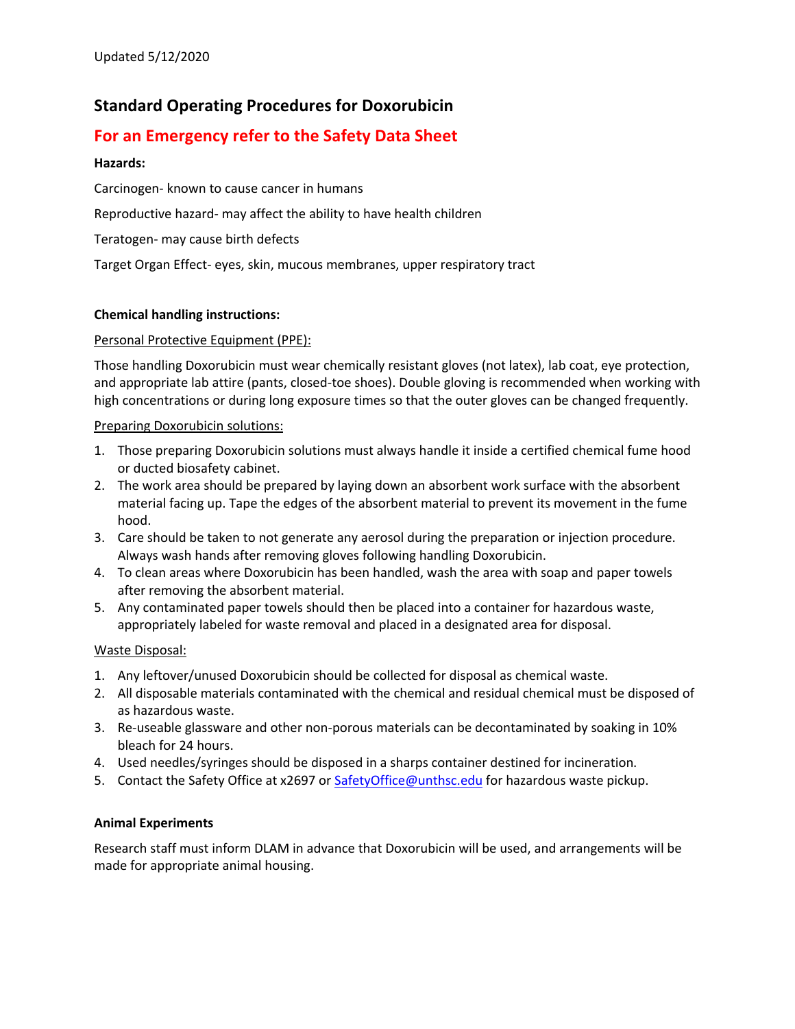Updated 5/12/2020

# Standard Operating Procedures for Doxorubicin

## For an Emergency refer to the Safety Data Sheet

**Hazards:**

Carcinogen- known to cause cancer in humans

Reproductive hazard- may affect the ability to have health children

Teratogen- may cause birth defects

Target Organ Effect- eyes, skin, mucous membranes, upper respiratory tract

**Chemical handling instructions:**

Personal Protective Equipment (PPE):

Those handling Doxorubicin must wear chemically resistant gloves (not latex), lab coat, eye protection, and appropriate lab attire (pants, closed-toe shoes). Double gloving is recommended when working with high concentrations or during long exposure times so that the outer gloves can be changed frequently.

Preparing Doxorubicin solutions:

1. Those preparing Doxorubicin solutions must always handle it inside a certified chemical fume hood or ducted biosafety cabinet.
2. The work area should be prepared by laying down an absorbent work surface with the absorbent material facing up. Tape the edges of the absorbent material to prevent its movement in the fume hood.
3. Care should be taken to not generate any aerosol during the preparation or injection procedure. Always wash hands after removing gloves following handling Doxorubicin.
4. To clean areas where Doxorubicin has been handled, wash the area with soap and paper towels after removing the absorbent material.
5. Any contaminated paper towels should then be placed into a container for hazardous waste, appropriately labeled for waste removal and placed in a designated area for disposal.

Waste Disposal:

1. Any leftover/unused Doxorubicin should be collected for disposal as chemical waste.
2. All disposable materials contaminated with the chemical and residual chemical must be disposed of as hazardous waste.
3. Re-useable glassware and other non-porous materials can be decontaminated by soaking in 10% bleach for 24 hours.
4. Used needles/syringes should be disposed in a sharps container destined for incineration.
5. Contact the Safety Office at x2697 or SafetyOffice@unthsc.edu for hazardous waste pickup.

**Animal Experiments**

Research staff must inform DLAM in advance that Doxorubicin will be used, and arrangements will be made for appropriate animal housing.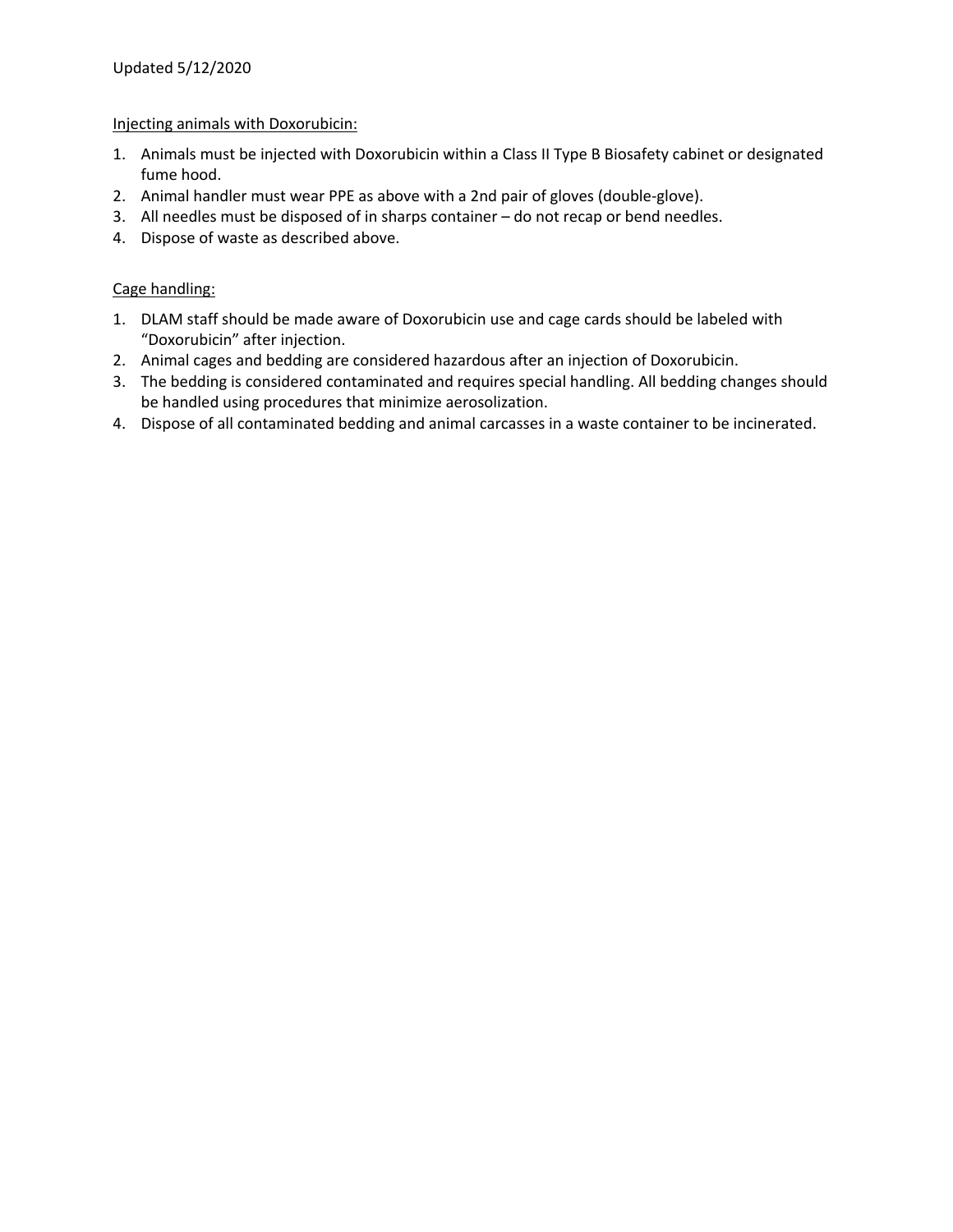Updated 5/12/2020

Injecting animals with Doxorubicin:

1. Animals must be injected with Doxorubicin within a Class II Type B Biosafety cabinet or designated fume hood.
2. Animal handler must wear PPE as above with a 2nd pair of gloves (double-glove).
3. All needles must be disposed of in sharps container – do not recap or bend needles.
4. Dispose of waste as described above.

Cage handling:

1. DLAM staff should be made aware of Doxorubicin use and cage cards should be labeled with "Doxorubicin" after injection.
2. Animal cages and bedding are considered hazardous after an injection of Doxorubicin.
3. The bedding is considered contaminated and requires special handling. All bedding changes should be handled using procedures that minimize aerosolization.
4. Dispose of all contaminated bedding and animal carcasses in a waste container to be incinerated.